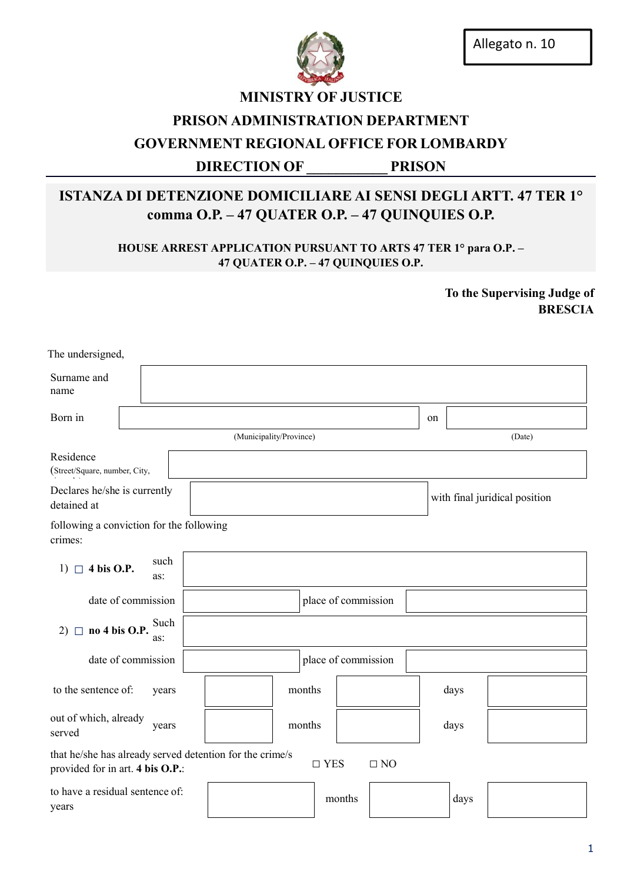Allegato n. 10

**MINISTRY OF JUSTICE**

**PRISON ADMINISTRATION DEPARTMENT**

**GOVERNMENT REGIONAL OFFICE FOR LOMBARDY**

**DIRECTION OF ___________ PRISON**

# ISTANZA DI DETENZIONE DOMICILIARE AI SENSI DEGLI ARTT. 47 TER 1° comma O.P. – 47 QUATER O.P. – 47 QUINQUIES O.P.

**HOUSE ARREST APPLICATION PURSUANT TO ARTS 47 TER 1° para O.P. – 47 QUATER O.P. – 47 QUINQUIES O.P.**

**To the Supervising Judge of BRESCIA**

The undersigned,

| Surname and name | |
|---|---|

| Born in | | on | |
|---|---|---|---|
| | (Municipality/Province) | | (Date) |

| Residence (Street/Square, number, City, | |
|---|---|

| Declares he/she is currently detained at | | with final juridical position |
|---|---|---|

following a conviction for the following crimes:

| | | | | |
|---|---|---|---|---|
| 1) ☐ **4 bis O.P.** | such as: | | | |
| | date of commission | | place of commission | |
| 2) ☐ **no 4 bis O.P.** | Such as: | | | |
| | date of commission | | place of commission | |

| | | | | | | |
|---|---|---|---|---|---|---|
| to the sentence of: | years | | months | | days | |
| out of which, already served | years | | months | | days | |

that he/she has already served detention for the crime/s provided for in art. **4 bis O.P.**: ☐ YES ☐ NO

| | | | | | |
|---|---|---|---|---|---|
| to have a residual sentence of: years | | months | | days | |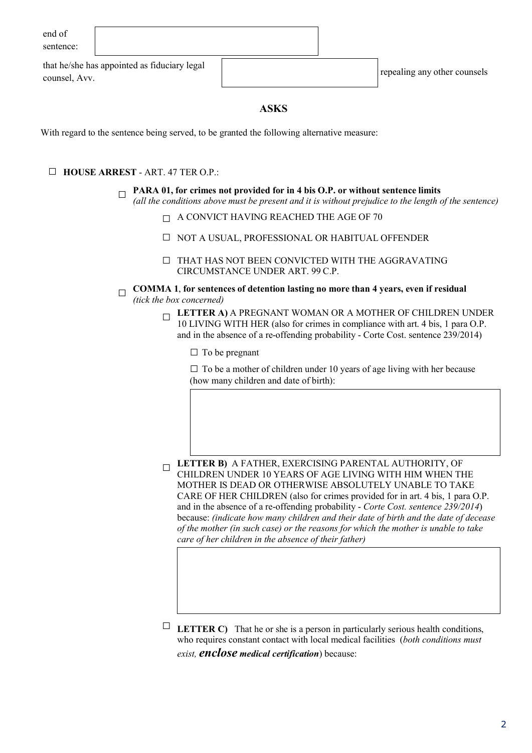end of sentence: 

that he/she has appointed as fiduciary legal counsel, Avv. ______ repealing any other counsels

## ASKS

With regard to the sentence being served, to be granted the following alternative measure:

☐ **HOUSE ARREST** - ART. 47 TER O.P.:

- ☐ **PARA 01, for crimes not provided for in 4 bis O.P. or without sentence limits**
  *(all the conditions above must be present and it is without prejudice to the length of the sentence)*
  - ☐ A CONVICT HAVING REACHED THE AGE OF 70
  - ☐ NOT A USUAL, PROFESSIONAL OR HABITUAL OFFENDER
  - ☐ THAT HAS NOT BEEN CONVICTED WITH THE AGGRAVATING CIRCUMSTANCE UNDER ART. 99 C.P.

- ☐ **COMMA 1**, **for sentences of detention lasting no more than 4 years, even if residual**
  *(tick the box concerned)*
  - ☐ **LETTER A)** A PREGNANT WOMAN OR A MOTHER OF CHILDREN UNDER 10 LIVING WITH HER (also for crimes in compliance with art. 4 bis, 1 para O.P. and in the absence of a re-offending probability - Corte Cost. sentence 239/2014)
    - ☐ To be pregnant
    - ☐ To be a mother of children under 10 years of age living with her because (how many children and date of birth):

  - ☐ **LETTER B)** A FATHER, EXERCISING PARENTAL AUTHORITY, OF CHILDREN UNDER 10 YEARS OF AGE LIVING WITH HIM WHEN THE MOTHER IS DEAD OR OTHERWISE ABSOLUTELY UNABLE TO TAKE CARE OF HER CHILDREN (also for crimes provided for in art. 4 bis, 1 para O.P. and in the absence of a re-offending probability - *Corte Cost. sentence 239/2014*) because: *(indicate how many children and their date of birth and the date of decease of the mother (in such case) or the reasons for which the mother is unable to take care of her children in the absence of their father)*

  - ☐ **LETTER C)** That he or she is a person in particularly serious health conditions, who requires constant contact with local medical facilities (*both conditions must exist,* ***enclose medical certification***) because: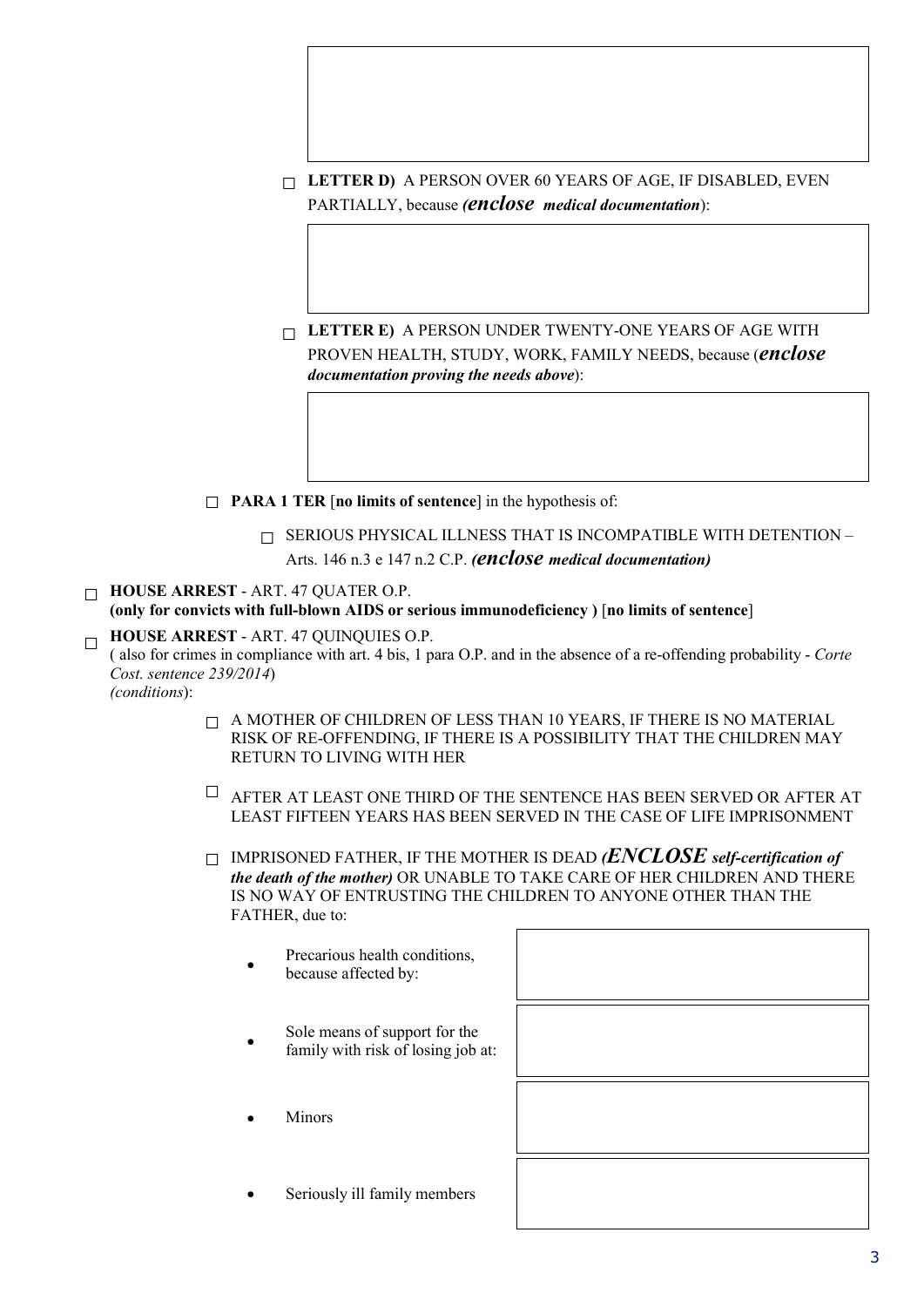☐ **LETTER D)** A PERSON OVER 60 YEARS OF AGE, IF DISABLED, EVEN PARTIALLY, because ***(enclose medical documentation***):

☐ **LETTER E)** A PERSON UNDER TWENTY-ONE YEARS OF AGE WITH PROVEN HEALTH, STUDY, WORK, FAMILY NEEDS, because (***enclose documentation proving the needs above***):

☐ **PARA 1 TER** [**no limits of sentence**] in the hypothesis of:

☐ SERIOUS PHYSICAL ILLNESS THAT IS INCOMPATIBLE WITH DETENTION – Arts. 146 n.3 e 147 n.2 C.P. ***(enclose medical documentation)***

☐ **HOUSE ARREST** - ART. 47 QUATER O.P.
**(only for convicts with full-blown AIDS or serious immunodeficiency )** [**no limits of sentence**]

☐ **HOUSE ARREST** - ART. 47 QUINQUIES O.P.
( also for crimes in compliance with art. 4 bis, 1 para O.P. and in the absence of a re-offending probability - *Corte Cost. sentence 239/2014*)
*(conditions*):

☐ A MOTHER OF CHILDREN OF LESS THAN 10 YEARS, IF THERE IS NO MATERIAL RISK OF RE-OFFENDING, IF THERE IS A POSSIBILITY THAT THE CHILDREN MAY RETURN TO LIVING WITH HER

☐ AFTER AT LEAST ONE THIRD OF THE SENTENCE HAS BEEN SERVED OR AFTER AT LEAST FIFTEEN YEARS HAS BEEN SERVED IN THE CASE OF LIFE IMPRISONMENT

☐ IMPRISONED FATHER, IF THE MOTHER IS DEAD ***(ENCLOSE self-certification of the death of the mother)*** OR UNABLE TO TAKE CARE OF HER CHILDREN AND THERE IS NO WAY OF ENTRUSTING THE CHILDREN TO ANYONE OTHER THAN THE FATHER, due to:

- Precarious health conditions, because affected by:
- Sole means of support for the family with risk of losing job at:
- Minors
- Seriously ill family members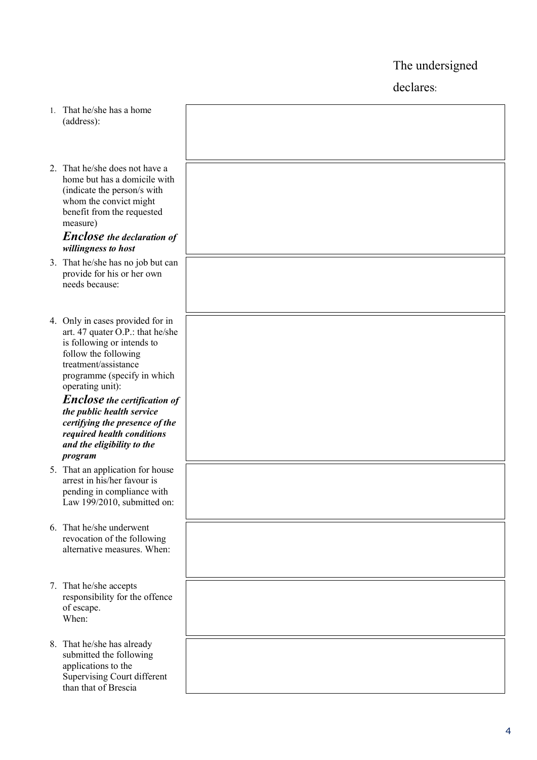The undersigned

declares:

| | |
|---|---|
| 1. That he/she has a home (address): | |
| 2. That he/she does not have a home but has a domicile with (indicate the person/s with whom the convict might benefit from the requested measure)<br>***Enclose** the declaration of willingness to host* | |
| 3. That he/she has no job but can provide for his or her own needs because: | |
| 4. Only in cases provided for in art. 47 quater O.P.: that he/she is following or intends to follow the following treatment/assistance programme (specify in which operating unit):<br>***Enclose** the certification of the public health service certifying the presence of the required health conditions and the eligibility to the program* | |
| 5. That an application for house arrest in his/her favour is pending in compliance with Law 199/2010, submitted on: | |
| 6. That he/she underwent revocation of the following alternative measures. When: | |
| 7. That he/she accepts responsibility for the offence of escape.<br>When: | |
| 8. That he/she has already submitted the following applications to the Supervising Court different than that of Brescia | |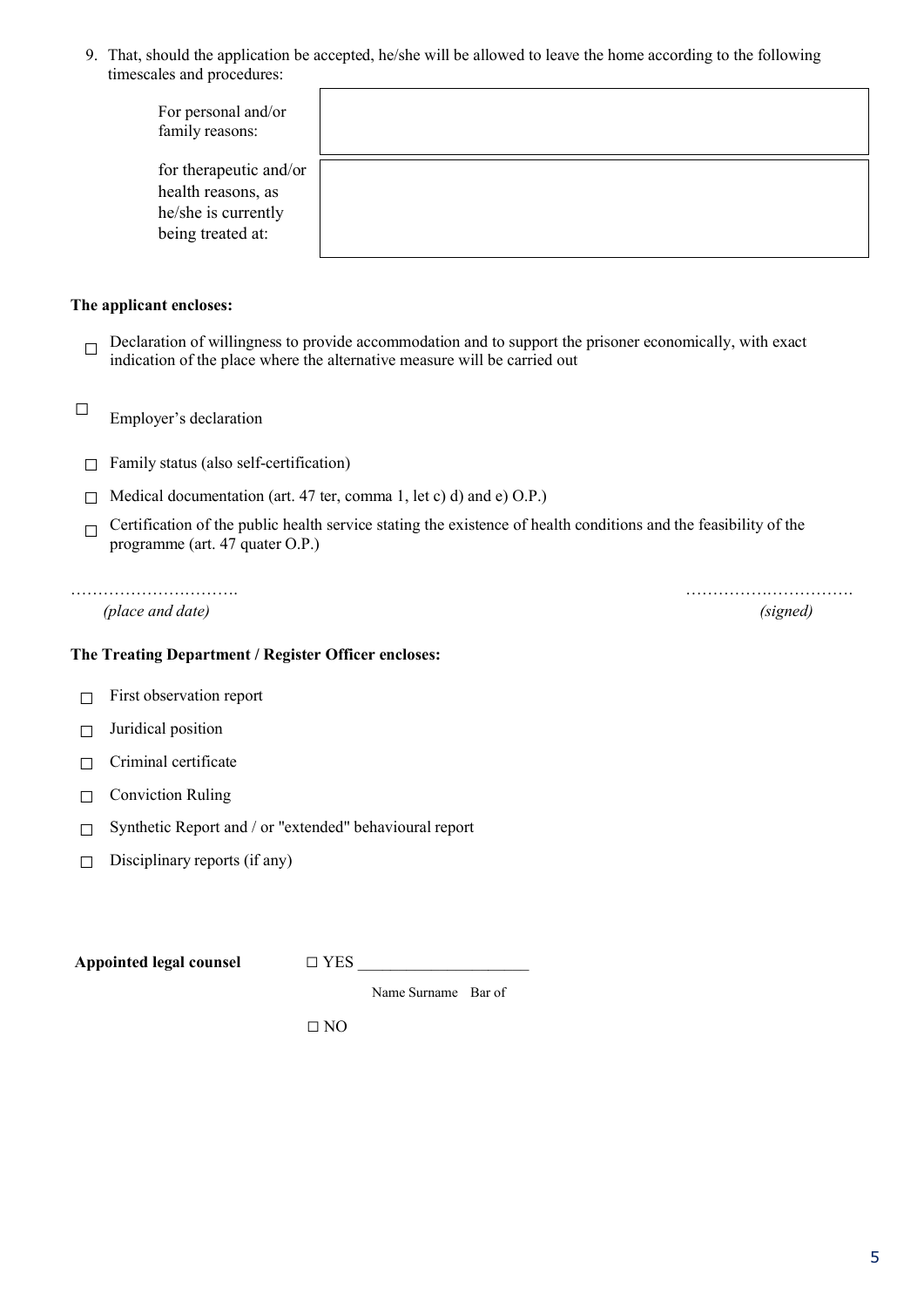9. That, should the application be accepted, he/she will be allowed to leave the home according to the following timescales and procedures:

| | |
|---|---|
| For personal and/or family reasons: | |
| for therapeutic and/or health reasons, as he/she is currently being treated at: | |

**The applicant encloses:**

- ☐ Declaration of willingness to provide accommodation and to support the prisoner economically, with exact indication of the place where the alternative measure will be carried out
- ☐ Employer's declaration
- ☐ Family status (also self-certification)
- ☐ Medical documentation (art. 47 ter, comma 1, let c) d) and e) O.P.)
- ☐ Certification of the public health service stating the existence of health conditions and the feasibility of the programme (art. 47 quater O.P.)

…………………………. …………………………

*(place and date)* *(signed)*

**The Treating Department / Register Officer encloses:**

- ☐ First observation report
- ☐ Juridical position
- ☐ Criminal certificate
- ☐ Conviction Ruling
- ☐ Synthetic Report and / or "extended" behavioural report
- ☐ Disciplinary reports (if any)

**Appointed legal counsel** ☐ YES ____________________

Name Surname Bar of

☐ NO